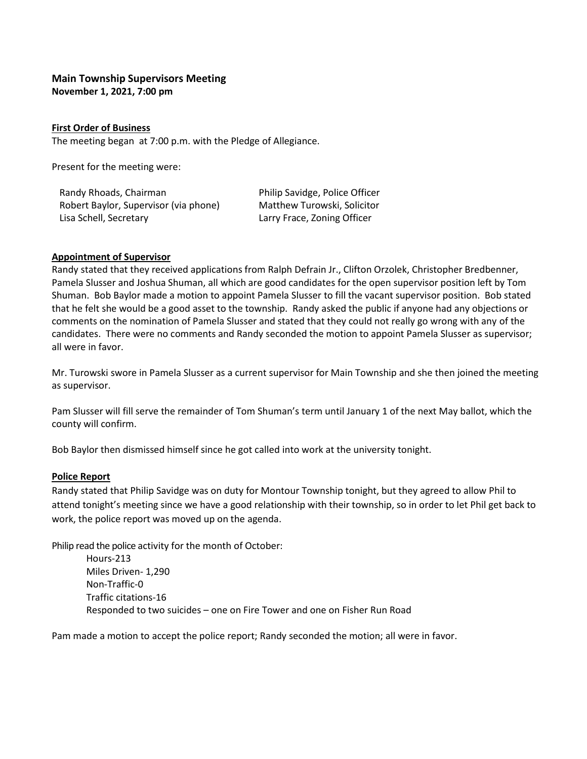**Main Township Supervisors Meeting**
**November 1, 2021, 7:00 pm**

**First Order of Business**

The meeting began at 7:00 p.m. with the Pledge of Allegiance.

Present for the meeting were:

Randy Rhoads, Chairman
Robert Baylor, Supervisor (via phone)
Lisa Schell, Secretary
Philip Savidge, Police Officer
Matthew Turowski, Solicitor
Larry Frace, Zoning Officer

**Appointment of Supervisor**

Randy stated that they received applications from Ralph Defrain Jr., Clifton Orzolek, Christopher Bredbenner, Pamela Slusser and Joshua Shuman, all which are good candidates for the open supervisor position left by Tom Shuman. Bob Baylor made a motion to appoint Pamela Slusser to fill the vacant supervisor position. Bob stated that he felt she would be a good asset to the township. Randy asked the public if anyone had any objections or comments on the nomination of Pamela Slusser and stated that they could not really go wrong with any of the candidates. There were no comments and Randy seconded the motion to appoint Pamela Slusser as supervisor; all were in favor.

Mr. Turowski swore in Pamela Slusser as a current supervisor for Main Township and she then joined the meeting as supervisor.

Pam Slusser will fill serve the remainder of Tom Shuman's term until January 1 of the next May ballot, which the county will confirm.

Bob Baylor then dismissed himself since he got called into work at the university tonight.

**Police Report**

Randy stated that Philip Savidge was on duty for Montour Township tonight, but they agreed to allow Phil to attend tonight's meeting since we have a good relationship with their township, so in order to let Phil get back to work, the police report was moved up on the agenda.

Philip read the police activity for the month of October:

Hours-213
Miles Driven- 1,290
Non-Traffic-0
Traffic citations-16
Responded to two suicides – one on Fire Tower and one on Fisher Run Road

Pam made a motion to accept the police report; Randy seconded the motion; all were in favor.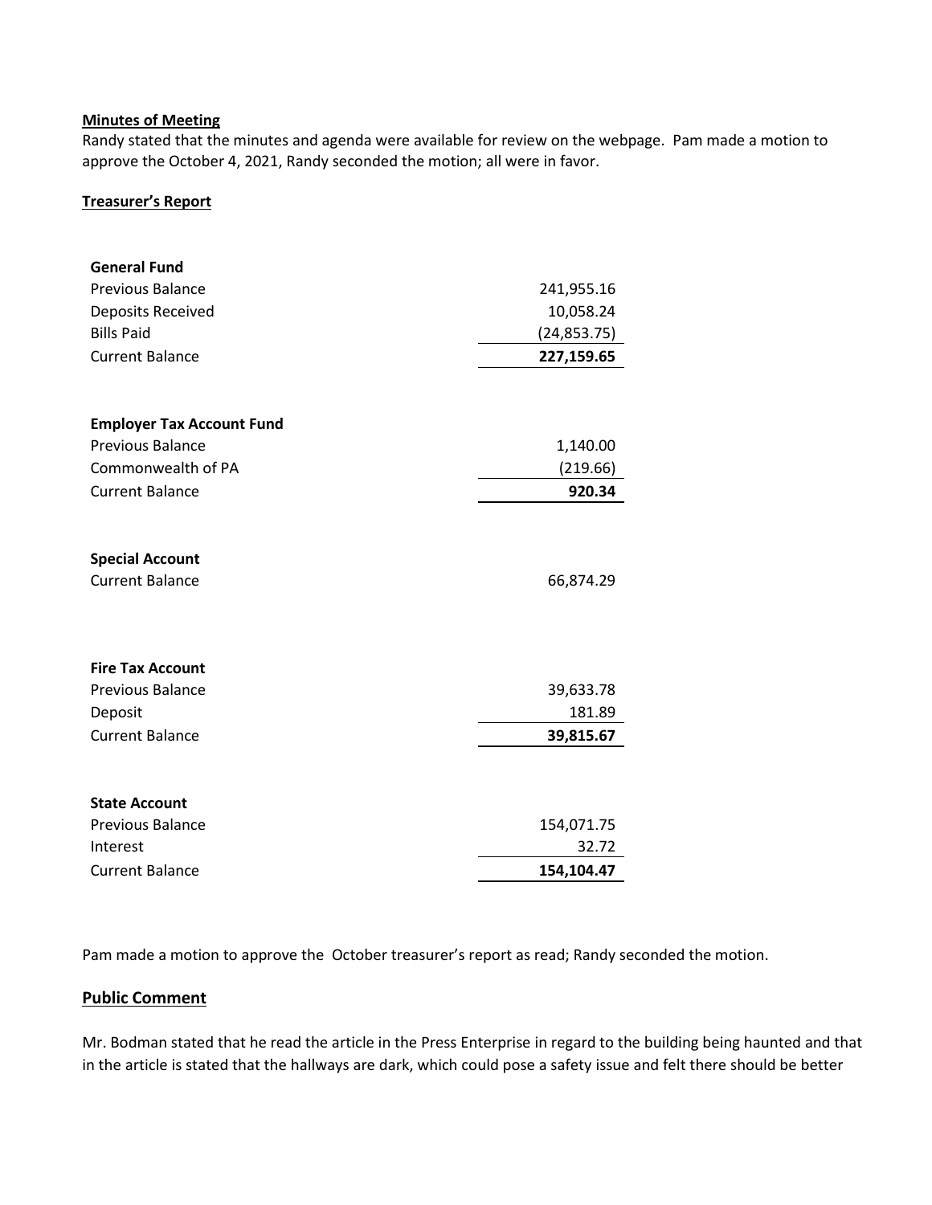**Minutes of Meeting**

Randy stated that the minutes and agenda were available for review on the webpage. Pam made a motion to approve the October 4, 2021, Randy seconded the motion; all were in favor.

**Treasurer's Report**

| **General Fund** | |
|---|---:|
| Previous Balance | 241,955.16 |
| Deposits Received | 10,058.24 |
| Bills Paid | (24,853.75) |
| Current Balance | **227,159.65** |

| **Employer Tax Account Fund** | |
|---|---:|
| Previous Balance | 1,140.00 |
| Commonwealth of PA | (219.66) |
| Current Balance | **920.34** |

| **Special Account** | |
|---|---:|
| Current Balance | 66,874.29 |

| **Fire Tax Account** | |
|---|---:|
| Previous Balance | 39,633.78 |
| Deposit | 181.89 |
| Current Balance | **39,815.67** |

| **State Account** | |
|---|---:|
| Previous Balance | 154,071.75 |
| Interest | 32.72 |
| Current Balance | **154,104.47** |

Pam made a motion to approve the October treasurer's report as read; Randy seconded the motion.

**Public Comment**

Mr. Bodman stated that he read the article in the Press Enterprise in regard to the building being haunted and that in the article is stated that the hallways are dark, which could pose a safety issue and felt there should be better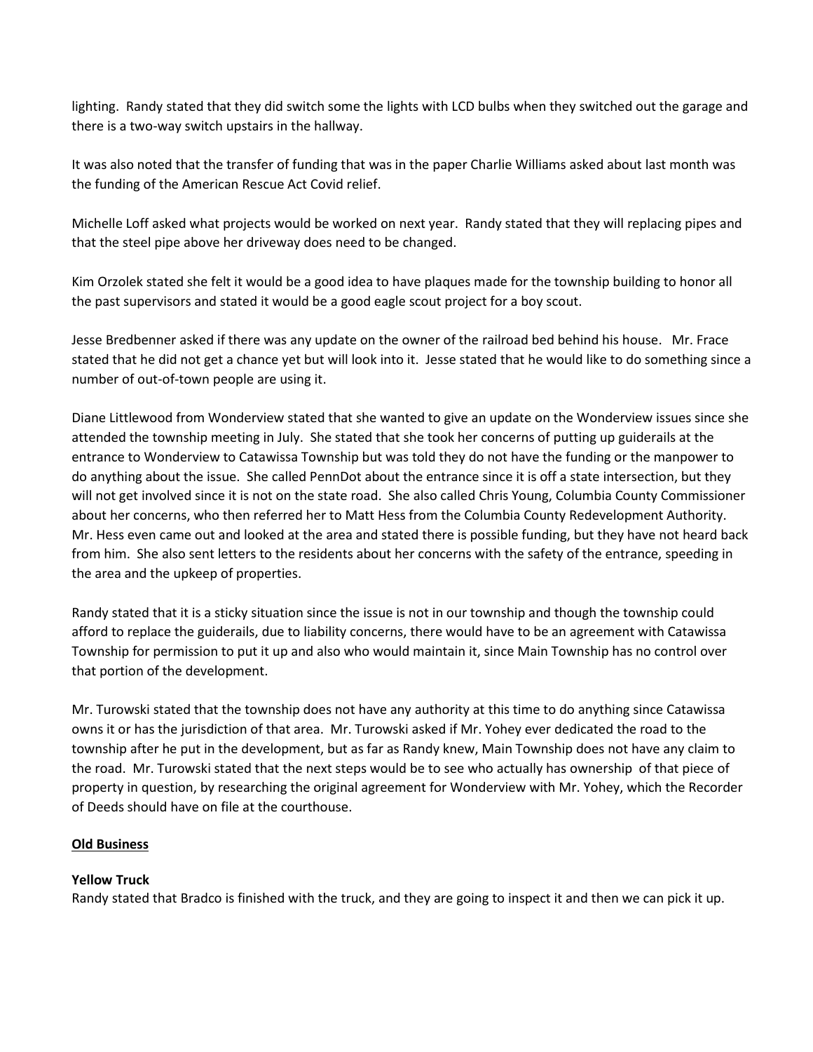lighting. Randy stated that they did switch some the lights with LCD bulbs when they switched out the garage and there is a two-way switch upstairs in the hallway.

It was also noted that the transfer of funding that was in the paper Charlie Williams asked about last month was the funding of the American Rescue Act Covid relief.

Michelle Loff asked what projects would be worked on next year. Randy stated that they will replacing pipes and that the steel pipe above her driveway does need to be changed.

Kim Orzolek stated she felt it would be a good idea to have plaques made for the township building to honor all the past supervisors and stated it would be a good eagle scout project for a boy scout.

Jesse Bredbenner asked if there was any update on the owner of the railroad bed behind his house. Mr. Frace stated that he did not get a chance yet but will look into it. Jesse stated that he would like to do something since a number of out-of-town people are using it.

Diane Littlewood from Wonderview stated that she wanted to give an update on the Wonderview issues since she attended the township meeting in July. She stated that she took her concerns of putting up guiderails at the entrance to Wonderview to Catawissa Township but was told they do not have the funding or the manpower to do anything about the issue. She called PennDot about the entrance since it is off a state intersection, but they will not get involved since it is not on the state road. She also called Chris Young, Columbia County Commissioner about her concerns, who then referred her to Matt Hess from the Columbia County Redevelopment Authority. Mr. Hess even came out and looked at the area and stated there is possible funding, but they have not heard back from him. She also sent letters to the residents about her concerns with the safety of the entrance, speeding in the area and the upkeep of properties.

Randy stated that it is a sticky situation since the issue is not in our township and though the township could afford to replace the guiderails, due to liability concerns, there would have to be an agreement with Catawissa Township for permission to put it up and also who would maintain it, since Main Township has no control over that portion of the development.

Mr. Turowski stated that the township does not have any authority at this time to do anything since Catawissa owns it or has the jurisdiction of that area. Mr. Turowski asked if Mr. Yohey ever dedicated the road to the township after he put in the development, but as far as Randy knew, Main Township does not have any claim to the road. Mr. Turowski stated that the next steps would be to see who actually has ownership of that piece of property in question, by researching the original agreement for Wonderview with Mr. Yohey, which the Recorder of Deeds should have on file at the courthouse.

**Old Business**

**Yellow Truck**

Randy stated that Bradco is finished with the truck, and they are going to inspect it and then we can pick it up.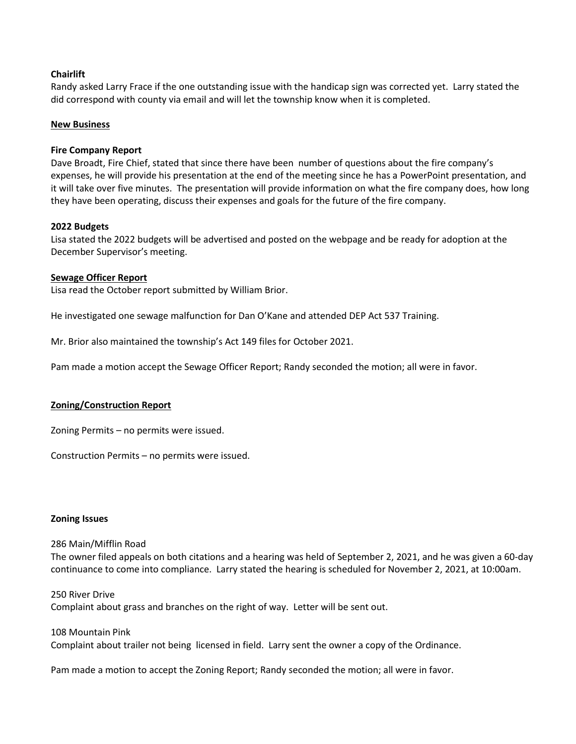**Chairlift**

Randy asked Larry Frace if the one outstanding issue with the handicap sign was corrected yet. Larry stated the did correspond with county via email and will let the township know when it is completed.

**New Business**

**Fire Company Report**

Dave Broadt, Fire Chief, stated that since there have been number of questions about the fire company's expenses, he will provide his presentation at the end of the meeting since he has a PowerPoint presentation, and it will take over five minutes. The presentation will provide information on what the fire company does, how long they have been operating, discuss their expenses and goals for the future of the fire company.

**2022 Budgets**

Lisa stated the 2022 budgets will be advertised and posted on the webpage and be ready for adoption at the December Supervisor's meeting.

**Sewage Officer Report**

Lisa read the October report submitted by William Brior.

He investigated one sewage malfunction for Dan O'Kane and attended DEP Act 537 Training.

Mr. Brior also maintained the township's Act 149 files for October 2021.

Pam made a motion accept the Sewage Officer Report; Randy seconded the motion; all were in favor.

**Zoning/Construction Report**

Zoning Permits – no permits were issued.

Construction Permits – no permits were issued.

**Zoning Issues**

286 Main/Mifflin Road

The owner filed appeals on both citations and a hearing was held of September 2, 2021, and he was given a 60-day continuance to come into compliance. Larry stated the hearing is scheduled for November 2, 2021, at 10:00am.

250 River Drive

Complaint about grass and branches on the right of way. Letter will be sent out.

108 Mountain Pink

Complaint about trailer not being licensed in field. Larry sent the owner a copy of the Ordinance.

Pam made a motion to accept the Zoning Report; Randy seconded the motion; all were in favor.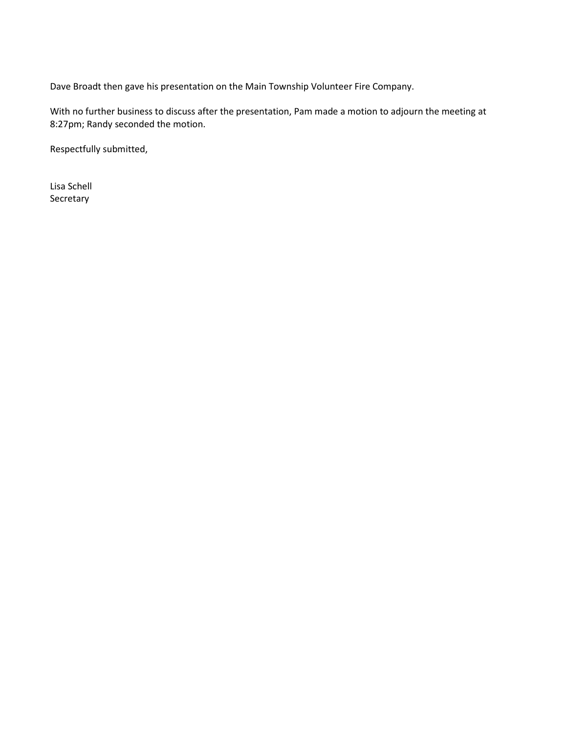Dave Broadt then gave his presentation on the Main Township Volunteer Fire Company.

With no further business to discuss after the presentation, Pam made a motion to adjourn the meeting at 8:27pm; Randy seconded the motion.

Respectfully submitted,

Lisa Schell
Secretary